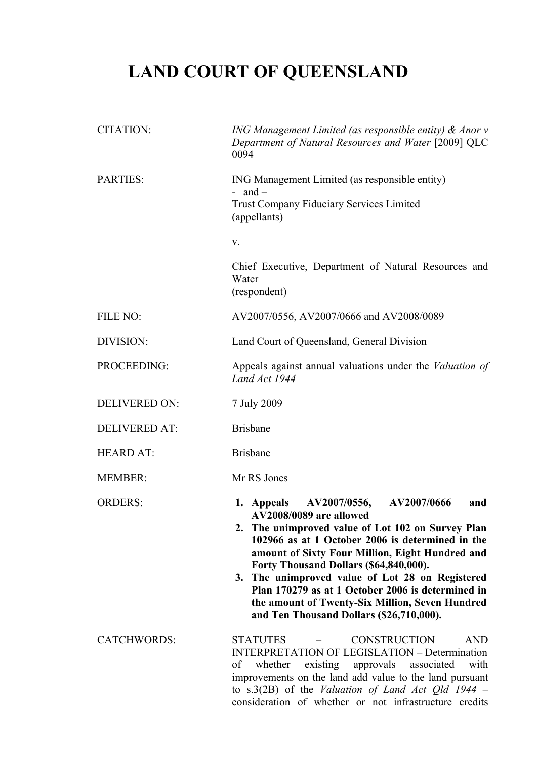# LAND COURT OF QUEENSLAND

| | |
|---|---|
| CITATION: | *ING Management Limited (as responsible entity) & Anor v Department of Natural Resources and Water* [2009] QLC 0094 |
| PARTIES: | ING Management Limited (as responsible entity)<br>- and –<br>Trust Company Fiduciary Services Limited<br>(appellants)<br><br>v.<br><br>Chief Executive, Department of Natural Resources and Water<br>(respondent) |
| FILE NO: | AV2007/0556, AV2007/0666 and AV2008/0089 |
| DIVISION: | Land Court of Queensland, General Division |
| PROCEEDING: | Appeals against annual valuations under the *Valuation of Land Act 1944* |
| DELIVERED ON: | 7 July 2009 |
| DELIVERED AT: | Brisbane |
| HEARD AT: | Brisbane |
| MEMBER: | Mr RS Jones |
| ORDERS: | **1. Appeals AV2007/0556, AV2007/0666 and AV2008/0089 are allowed**<br>**2. The unimproved value of Lot 102 on Survey Plan 102966 as at 1 October 2006 is determined in the amount of Sixty Four Million, Eight Hundred and Forty Thousand Dollars ($64,840,000).**<br>**3. The unimproved value of Lot 28 on Registered Plan 170279 as at 1 October 2006 is determined in the amount of Twenty-Six Million, Seven Hundred and Ten Thousand Dollars ($26,710,000).** |
| CATCHWORDS: | STATUTES – CONSTRUCTION AND INTERPRETATION OF LEGISLATION – Determination of whether existing approvals associated with improvements on the land add value to the land pursuant to s.3(2B) of the *Valuation of Land Act Qld 1944* – consideration of whether or not infrastructure credits |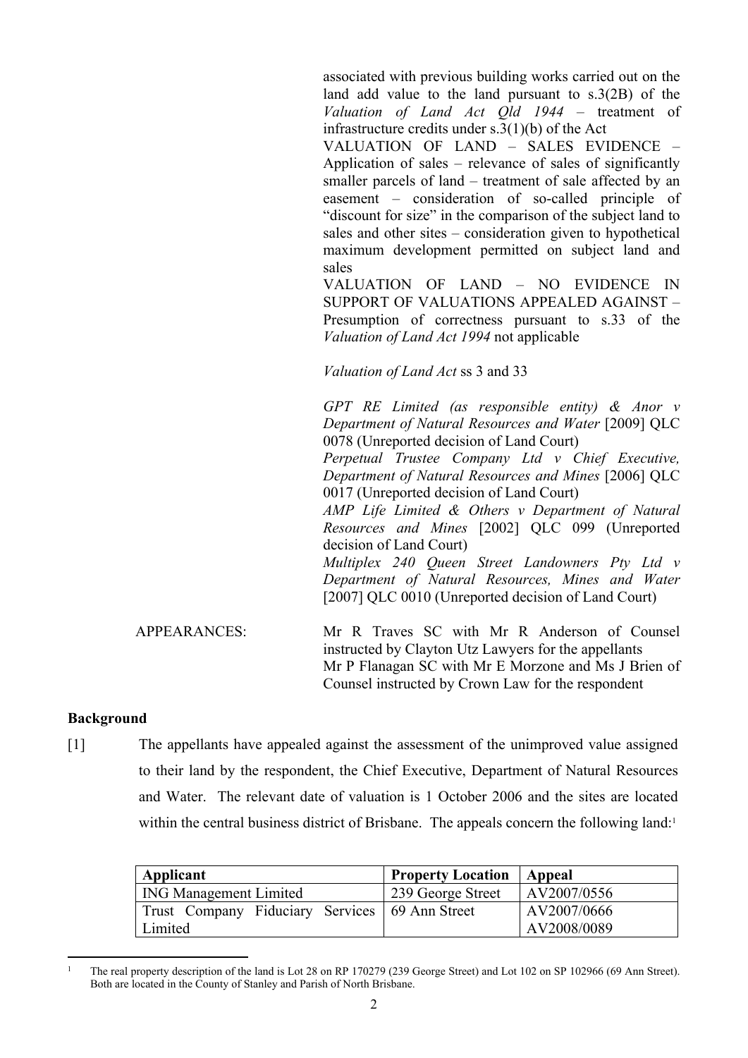associated with previous building works carried out on the land add value to the land pursuant to s.3(2B) of the *Valuation of Land Act Qld 1944* – treatment of infrastructure credits under s.3(1)(b) of the Act

VALUATION OF LAND – SALES EVIDENCE – Application of sales – relevance of sales of significantly smaller parcels of land – treatment of sale affected by an easement – consideration of so-called principle of "discount for size" in the comparison of the subject land to sales and other sites – consideration given to hypothetical maximum development permitted on subject land and sales

VALUATION OF LAND – NO EVIDENCE IN SUPPORT OF VALUATIONS APPEALED AGAINST – Presumption of correctness pursuant to s.33 of the *Valuation of Land Act 1994* not applicable

*Valuation of Land Act* ss 3 and 33

*GPT RE Limited (as responsible entity) & Anor v Department of Natural Resources and Water* [2009] QLC 0078 (Unreported decision of Land Court)

*Perpetual Trustee Company Ltd v Chief Executive, Department of Natural Resources and Mines* [2006] QLC 0017 (Unreported decision of Land Court)

*AMP Life Limited & Others v Department of Natural Resources and Mines* [2002] QLC 099 (Unreported decision of Land Court)

*Multiplex 240 Queen Street Landowners Pty Ltd v Department of Natural Resources, Mines and Water* [2007] QLC 0010 (Unreported decision of Land Court)

APPEARANCES: Mr R Traves SC with Mr R Anderson of Counsel instructed by Clayton Utz Lawyers for the appellants
Mr P Flanagan SC with Mr E Morzone and Ms J Brien of Counsel instructed by Crown Law for the respondent

## Background

[1] The appellants have appealed against the assessment of the unimproved value assigned to their land by the respondent, the Chief Executive, Department of Natural Resources and Water. The relevant date of valuation is 1 October 2006 and the sites are located within the central business district of Brisbane. The appeals concern the following land:[1]

| Applicant | Property Location | Appeal |
|---|---|---|
| ING Management Limited | 239 George Street | AV2007/0556 |
| Trust Company Fiduciary Services Limited | 69 Ann Street | AV2007/0666<br>AV2008/0089 |

[1] The real property description of the land is Lot 28 on RP 170279 (239 George Street) and Lot 102 on SP 102966 (69 Ann Street). Both are located in the County of Stanley and Parish of North Brisbane.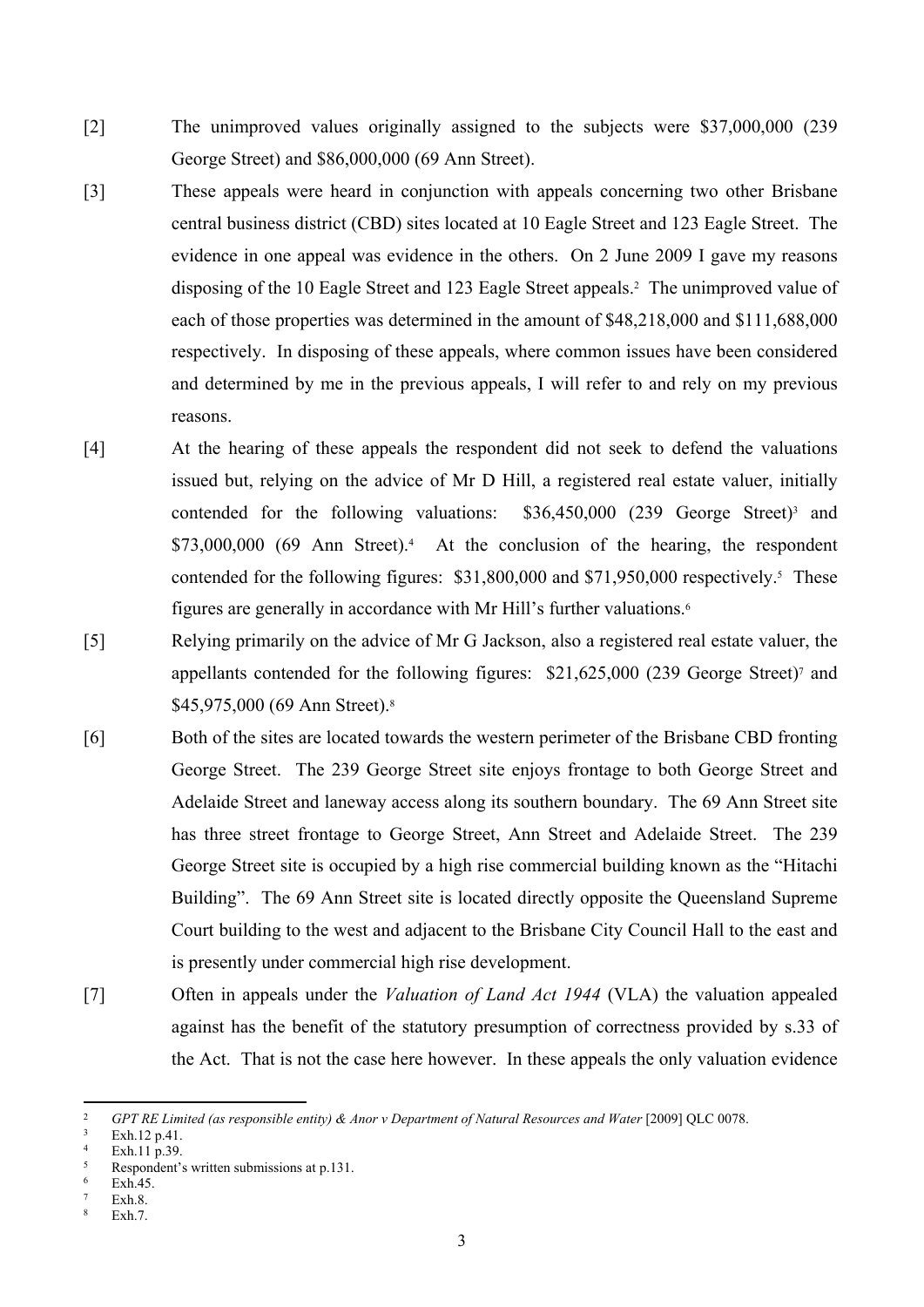[2] The unimproved values originally assigned to the subjects were $37,000,000 (239 George Street) and $86,000,000 (69 Ann Street).

[3] These appeals were heard in conjunction with appeals concerning two other Brisbane central business district (CBD) sites located at 10 Eagle Street and 123 Eagle Street. The evidence in one appeal was evidence in the others. On 2 June 2009 I gave my reasons disposing of the 10 Eagle Street and 123 Eagle Street appeals.[2] The unimproved value of each of those properties was determined in the amount of $48,218,000 and $111,688,000 respectively. In disposing of these appeals, where common issues have been considered and determined by me in the previous appeals, I will refer to and rely on my previous reasons.

[4] At the hearing of these appeals the respondent did not seek to defend the valuations issued but, relying on the advice of Mr D Hill, a registered real estate valuer, initially contended for the following valuations: $36,450,000 (239 George Street)[3] and $73,000,000 (69 Ann Street).[4] At the conclusion of the hearing, the respondent contended for the following figures: $31,800,000 and $71,950,000 respectively.[5] These figures are generally in accordance with Mr Hill's further valuations.[6]

[5] Relying primarily on the advice of Mr G Jackson, also a registered real estate valuer, the appellants contended for the following figures: $21,625,000 (239 George Street)[7] and $45,975,000 (69 Ann Street).[8]

[6] Both of the sites are located towards the western perimeter of the Brisbane CBD fronting George Street. The 239 George Street site enjoys frontage to both George Street and Adelaide Street and laneway access along its southern boundary. The 69 Ann Street site has three street frontage to George Street, Ann Street and Adelaide Street. The 239 George Street site is occupied by a high rise commercial building known as the "Hitachi Building". The 69 Ann Street site is located directly opposite the Queensland Supreme Court building to the west and adjacent to the Brisbane City Council Hall to the east and is presently under commercial high rise development.

[7] Often in appeals under the *Valuation of Land Act 1944* (VLA) the valuation appealed against has the benefit of the statutory presumption of correctness provided by s.33 of the Act. That is not the case here however. In these appeals the only valuation evidence

---

[2] *GPT RE Limited (as responsible entity) & Anor v Department of Natural Resources and Water* [2009] QLC 0078.

[3] Exh.12 p.41.

[4] Exh.11 p.39.

[5] Respondent's written submissions at p.131.

[6] Exh.45.

[7] Exh.8.

[8] Exh.7.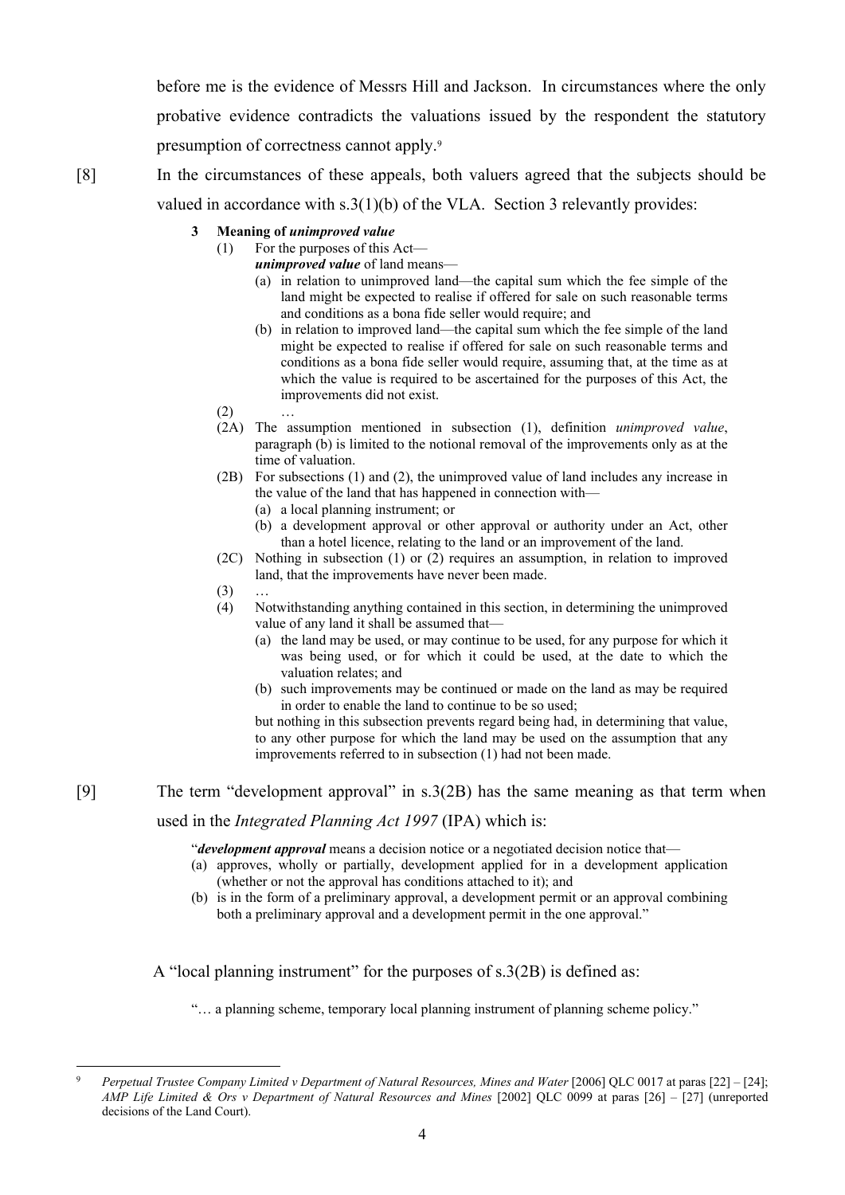before me is the evidence of Messrs Hill and Jackson. In circumstances where the only probative evidence contradicts the valuations issued by the respondent the statutory presumption of correctness cannot apply.[9]

[8] In the circumstances of these appeals, both valuers agreed that the subjects should be valued in accordance with s.3(1)(b) of the VLA. Section 3 relevantly provides:

> **3 Meaning of *unimproved value***
>
> (1) For the purposes of this Act—
>
> ***unimproved value*** of land means—
>
> (a) in relation to unimproved land—the capital sum which the fee simple of the land might be expected to realise if offered for sale on such reasonable terms and conditions as a bona fide seller would require; and
>
> (b) in relation to improved land—the capital sum which the fee simple of the land might be expected to realise if offered for sale on such reasonable terms and conditions as a bona fide seller would require, assuming that, at the time as at which the value is required to be ascertained for the purposes of this Act, the improvements did not exist.
>
> (2) …
>
> (2A) The assumption mentioned in subsection (1), definition *unimproved value*, paragraph (b) is limited to the notional removal of the improvements only as at the time of valuation.
>
> (2B) For subsections (1) and (2), the unimproved value of land includes any increase in the value of the land that has happened in connection with—
>
> (a) a local planning instrument; or
>
> (b) a development approval or other approval or authority under an Act, other than a hotel licence, relating to the land or an improvement of the land.
>
> (2C) Nothing in subsection (1) or (2) requires an assumption, in relation to improved land, that the improvements have never been made.
>
> (3) …
>
> (4) Notwithstanding anything contained in this section, in determining the unimproved value of any land it shall be assumed that—
>
> (a) the land may be used, or may continue to be used, for any purpose for which it was being used, or for which it could be used, at the date to which the valuation relates; and
>
> (b) such improvements may be continued or made on the land as may be required in order to enable the land to continue to be so used;
>
> but nothing in this subsection prevents regard being had, in determining that value, to any other purpose for which the land may be used on the assumption that any improvements referred to in subsection (1) had not been made.

[9] The term "development approval" in s.3(2B) has the same meaning as that term when used in the *Integrated Planning Act 1997* (IPA) which is:

> "***development approval*** means a decision notice or a negotiated decision notice that—
>
> (a) approves, wholly or partially, development applied for in a development application (whether or not the approval has conditions attached to it); and
>
> (b) is in the form of a preliminary approval, a development permit or an approval combining both a preliminary approval and a development permit in the one approval."

A "local planning instrument" for the purposes of s.3(2B) is defined as:

> "… a planning scheme, temporary local planning instrument of planning scheme policy."

---

[9] *Perpetual Trustee Company Limited v Department of Natural Resources, Mines and Water* [2006] QLC 0017 at paras [22] – [24]; *AMP Life Limited & Ors v Department of Natural Resources and Mines* [2002] QLC 0099 at paras [26] – [27] (unreported decisions of the Land Court).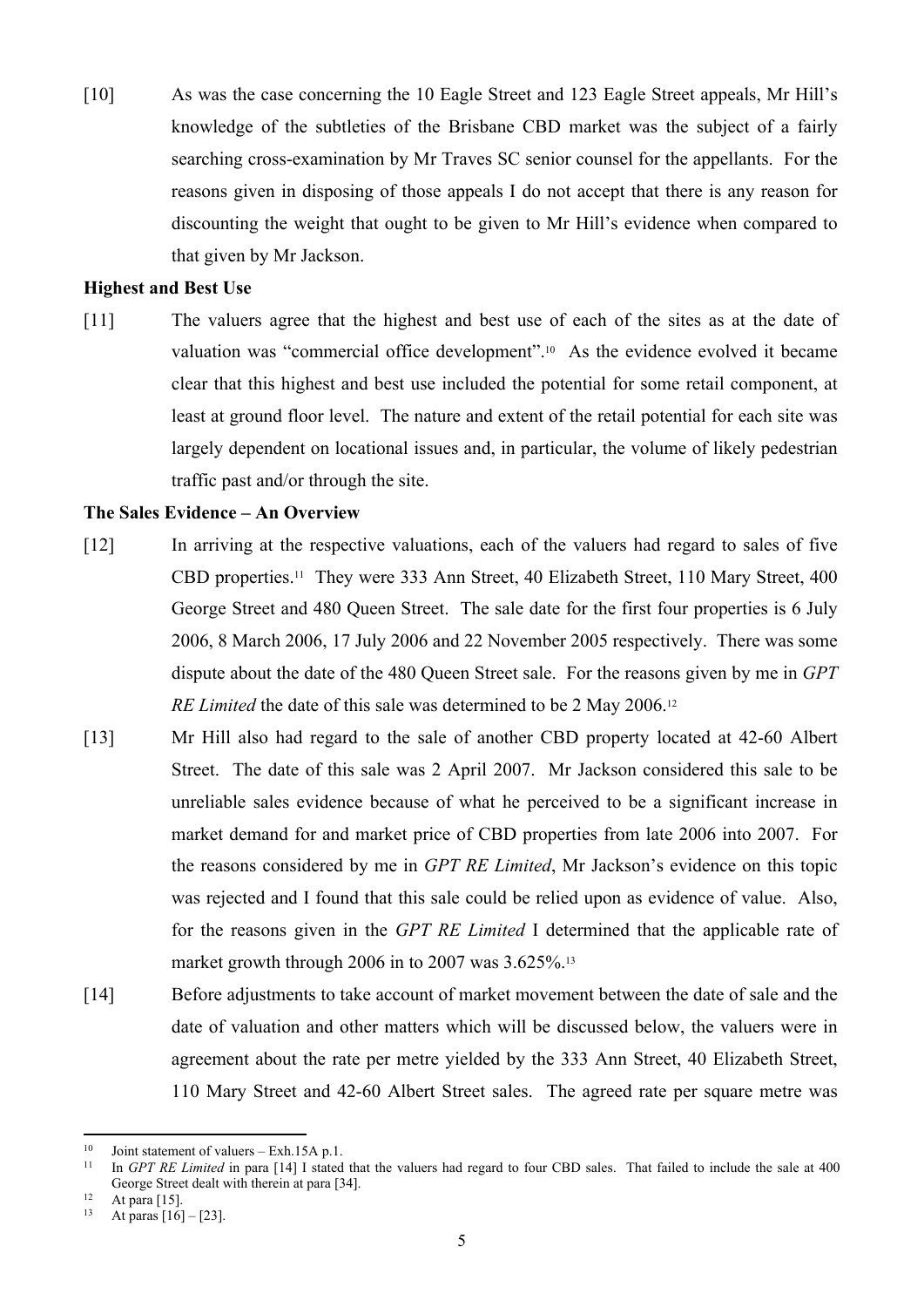[10] As was the case concerning the 10 Eagle Street and 123 Eagle Street appeals, Mr Hill's knowledge of the subtleties of the Brisbane CBD market was the subject of a fairly searching cross-examination by Mr Traves SC senior counsel for the appellants. For the reasons given in disposing of those appeals I do not accept that there is any reason for discounting the weight that ought to be given to Mr Hill's evidence when compared to that given by Mr Jackson.

**Highest and Best Use**

[11] The valuers agree that the highest and best use of each of the sites as at the date of valuation was "commercial office development".[10] As the evidence evolved it became clear that this highest and best use included the potential for some retail component, at least at ground floor level. The nature and extent of the retail potential for each site was largely dependent on locational issues and, in particular, the volume of likely pedestrian traffic past and/or through the site.

**The Sales Evidence – An Overview**

[12] In arriving at the respective valuations, each of the valuers had regard to sales of five CBD properties.[11] They were 333 Ann Street, 40 Elizabeth Street, 110 Mary Street, 400 George Street and 480 Queen Street. The sale date for the first four properties is 6 July 2006, 8 March 2006, 17 July 2006 and 22 November 2005 respectively. There was some dispute about the date of the 480 Queen Street sale. For the reasons given by me in *GPT RE Limited* the date of this sale was determined to be 2 May 2006.[12]

[13] Mr Hill also had regard to the sale of another CBD property located at 42-60 Albert Street. The date of this sale was 2 April 2007. Mr Jackson considered this sale to be unreliable sales evidence because of what he perceived to be a significant increase in market demand for and market price of CBD properties from late 2006 into 2007. For the reasons considered by me in *GPT RE Limited*, Mr Jackson's evidence on this topic was rejected and I found that this sale could be relied upon as evidence of value. Also, for the reasons given in the *GPT RE Limited* I determined that the applicable rate of market growth through 2006 in to 2007 was 3.625%.[13]

[14] Before adjustments to take account of market movement between the date of sale and the date of valuation and other matters which will be discussed below, the valuers were in agreement about the rate per metre yielded by the 333 Ann Street, 40 Elizabeth Street, 110 Mary Street and 42-60 Albert Street sales. The agreed rate per square metre was

---

[10] Joint statement of valuers – Exh.15A p.1.

[11] In *GPT RE Limited* in para [14] I stated that the valuers had regard to four CBD sales. That failed to include the sale at 400 George Street dealt with therein at para [34].

[12] At para [15].

[13] At paras [16] – [23].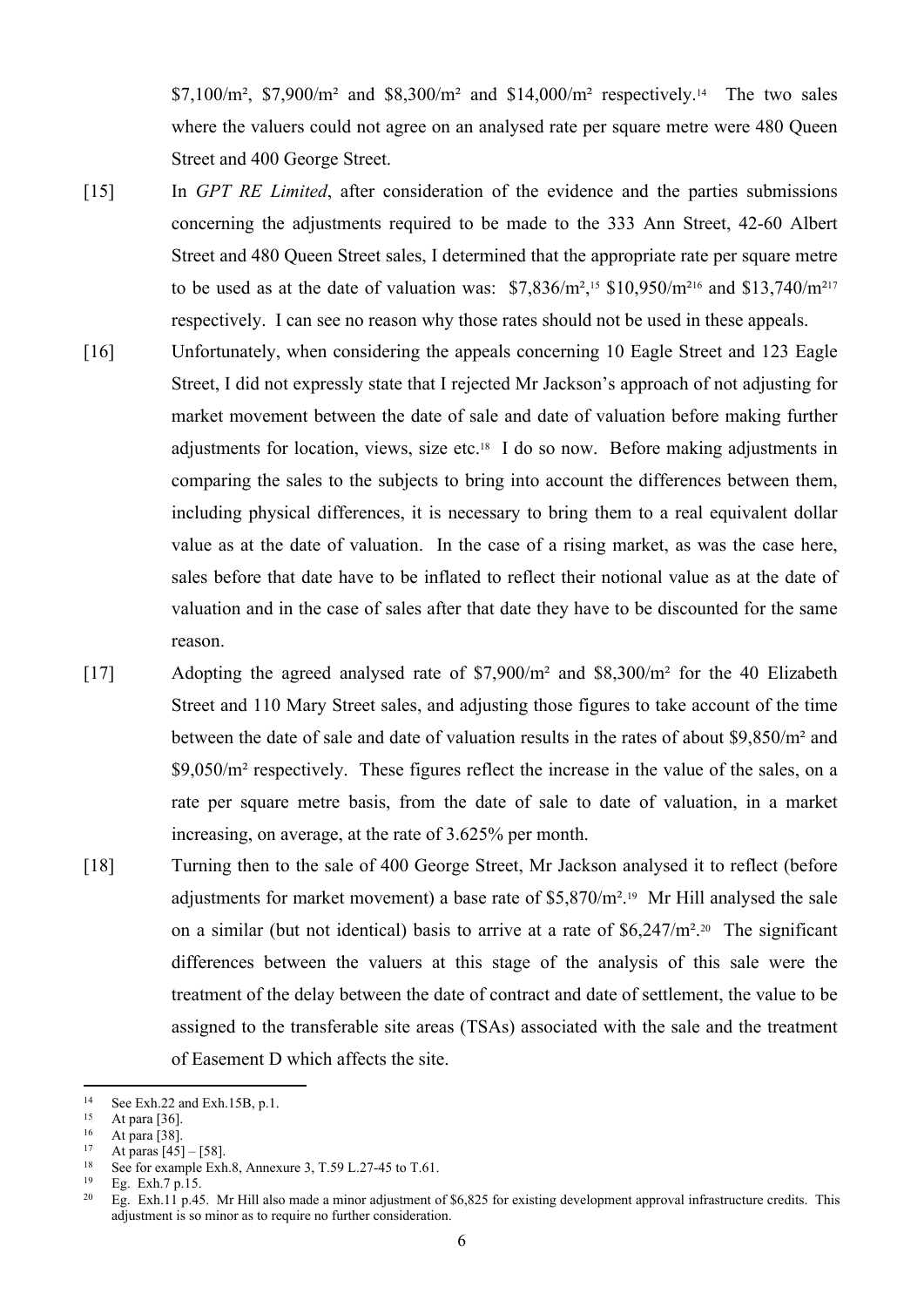$7,100/m², $7,900/m² and $8,300/m² and $14,000/m² respectively.[14] The two sales where the valuers could not agree on an analysed rate per square metre were 480 Queen Street and 400 George Street.

[15] In *GPT RE Limited*, after consideration of the evidence and the parties submissions concerning the adjustments required to be made to the 333 Ann Street, 42-60 Albert Street and 480 Queen Street sales, I determined that the appropriate rate per square metre to be used as at the date of valuation was: $7,836/m²,[15] $10,950/m²[16] and $13,740/m²[17] respectively. I can see no reason why those rates should not be used in these appeals.

[16] Unfortunately, when considering the appeals concerning 10 Eagle Street and 123 Eagle Street, I did not expressly state that I rejected Mr Jackson's approach of not adjusting for market movement between the date of sale and date of valuation before making further adjustments for location, views, size etc.[18] I do so now. Before making adjustments in comparing the sales to the subjects to bring into account the differences between them, including physical differences, it is necessary to bring them to a real equivalent dollar value as at the date of valuation. In the case of a rising market, as was the case here, sales before that date have to be inflated to reflect their notional value as at the date of valuation and in the case of sales after that date they have to be discounted for the same reason.

[17] Adopting the agreed analysed rate of $7,900/m² and $8,300/m² for the 40 Elizabeth Street and 110 Mary Street sales, and adjusting those figures to take account of the time between the date of sale and date of valuation results in the rates of about $9,850/m² and $9,050/m² respectively. These figures reflect the increase in the value of the sales, on a rate per square metre basis, from the date of sale to date of valuation, in a market increasing, on average, at the rate of 3.625% per month.

[18] Turning then to the sale of 400 George Street, Mr Jackson analysed it to reflect (before adjustments for market movement) a base rate of $5,870/m².[19] Mr Hill analysed the sale on a similar (but not identical) basis to arrive at a rate of $6,247/m².[20] The significant differences between the valuers at this stage of the analysis of this sale were the treatment of the delay between the date of contract and date of settlement, the value to be assigned to the transferable site areas (TSAs) associated with the sale and the treatment of Easement D which affects the site.

---

[14] See Exh.22 and Exh.15B, p.1.

[15] At para [36].

[16] At para [38].

[17] At paras [45] – [58].

[18] See for example Exh.8, Annexure 3, T.59 L.27-45 to T.61.

[19] Eg. Exh.7 p.15.

[20] Eg. Exh.11 p.45. Mr Hill also made a minor adjustment of $6,825 for existing development approval infrastructure credits. This adjustment is so minor as to require no further consideration.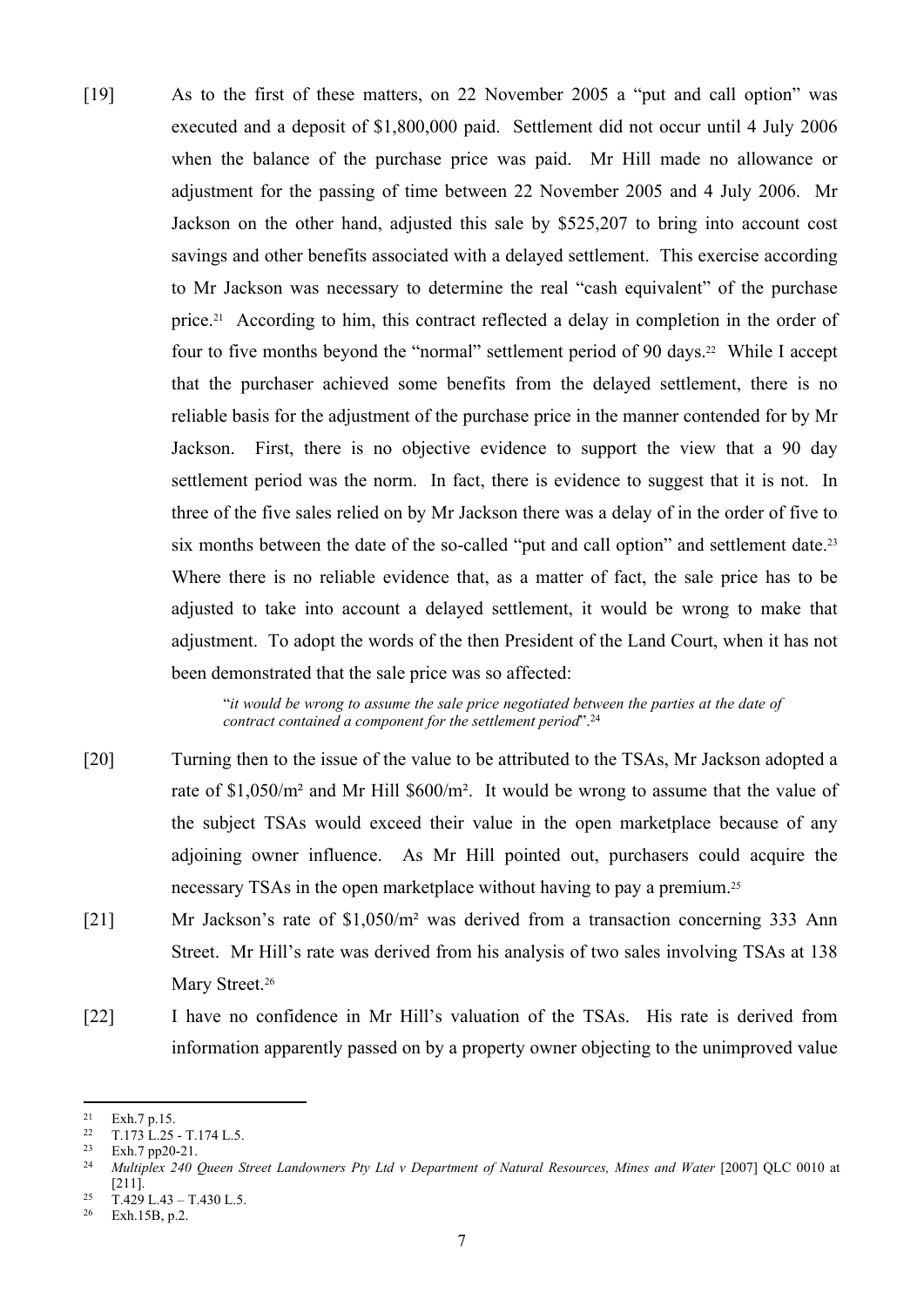[19] As to the first of these matters, on 22 November 2005 a "put and call option" was executed and a deposit of $1,800,000 paid. Settlement did not occur until 4 July 2006 when the balance of the purchase price was paid. Mr Hill made no allowance or adjustment for the passing of time between 22 November 2005 and 4 July 2006. Mr Jackson on the other hand, adjusted this sale by $525,207 to bring into account cost savings and other benefits associated with a delayed settlement. This exercise according to Mr Jackson was necessary to determine the real "cash equivalent" of the purchase price.[21] According to him, this contract reflected a delay in completion in the order of four to five months beyond the "normal" settlement period of 90 days.[22] While I accept that the purchaser achieved some benefits from the delayed settlement, there is no reliable basis for the adjustment of the purchase price in the manner contended for by Mr Jackson. First, there is no objective evidence to support the view that a 90 day settlement period was the norm. In fact, there is evidence to suggest that it is not. In three of the five sales relied on by Mr Jackson there was a delay of in the order of five to six months between the date of the so-called "put and call option" and settlement date.[23] Where there is no reliable evidence that, as a matter of fact, the sale price has to be adjusted to take into account a delayed settlement, it would be wrong to make that adjustment. To adopt the words of the then President of the Land Court, when it has not been demonstrated that the sale price was so affected:

> "*it would be wrong to assume the sale price negotiated between the parties at the date of contract contained a component for the settlement period*".[24]

[20] Turning then to the issue of the value to be attributed to the TSAs, Mr Jackson adopted a rate of $1,050/m² and Mr Hill $600/m². It would be wrong to assume that the value of the subject TSAs would exceed their value in the open marketplace because of any adjoining owner influence. As Mr Hill pointed out, purchasers could acquire the necessary TSAs in the open marketplace without having to pay a premium.[25]

[21] Mr Jackson's rate of $1,050/m² was derived from a transaction concerning 333 Ann Street. Mr Hill's rate was derived from his analysis of two sales involving TSAs at 138 Mary Street.[26]

[22] I have no confidence in Mr Hill's valuation of the TSAs. His rate is derived from information apparently passed on by a property owner objecting to the unimproved value

---

[21] Exh.7 p.15.

[22] T.173 L.25 - T.174 L.5.

[23] Exh.7 pp20-21.

[24] *Multiplex 240 Queen Street Landowners Pty Ltd v Department of Natural Resources, Mines and Water* [2007] QLC 0010 at [211].

[25] T.429 L.43 – T.430 L.5.

[26] Exh.15B, p.2.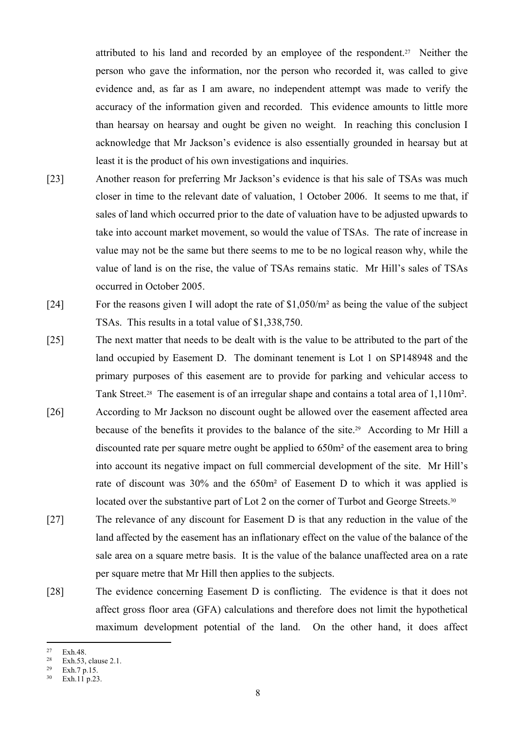attributed to his land and recorded by an employee of the respondent.[27] Neither the person who gave the information, nor the person who recorded it, was called to give evidence and, as far as I am aware, no independent attempt was made to verify the accuracy of the information given and recorded. This evidence amounts to little more than hearsay on hearsay and ought be given no weight. In reaching this conclusion I acknowledge that Mr Jackson's evidence is also essentially grounded in hearsay but at least it is the product of his own investigations and inquiries.

[23] Another reason for preferring Mr Jackson's evidence is that his sale of TSAs was much closer in time to the relevant date of valuation, 1 October 2006. It seems to me that, if sales of land which occurred prior to the date of valuation have to be adjusted upwards to take into account market movement, so would the value of TSAs. The rate of increase in value may not be the same but there seems to me to be no logical reason why, while the value of land is on the rise, the value of TSAs remains static. Mr Hill's sales of TSAs occurred in October 2005.

[24] For the reasons given I will adopt the rate of $1,050/m² as being the value of the subject TSAs. This results in a total value of $1,338,750.

[25] The next matter that needs to be dealt with is the value to be attributed to the part of the land occupied by Easement D. The dominant tenement is Lot 1 on SP148948 and the primary purposes of this easement are to provide for parking and vehicular access to Tank Street.[28] The easement is of an irregular shape and contains a total area of 1,110m².

[26] According to Mr Jackson no discount ought be allowed over the easement affected area because of the benefits it provides to the balance of the site.[29] According to Mr Hill a discounted rate per square metre ought be applied to 650m² of the easement area to bring into account its negative impact on full commercial development of the site. Mr Hill's rate of discount was 30% and the 650m² of Easement D to which it was applied is located over the substantive part of Lot 2 on the corner of Turbot and George Streets.[30]

[27] The relevance of any discount for Easement D is that any reduction in the value of the land affected by the easement has an inflationary effect on the value of the balance of the sale area on a square metre basis. It is the value of the balance unaffected area on a rate per square metre that Mr Hill then applies to the subjects.

[28] The evidence concerning Easement D is conflicting. The evidence is that it does not affect gross floor area (GFA) calculations and therefore does not limit the hypothetical maximum development potential of the land. On the other hand, it does affect

---

[27] Exh.48.

[28] Exh.53, clause 2.1.

[29] Exh.7 p.15.

[30] Exh.11 p.23.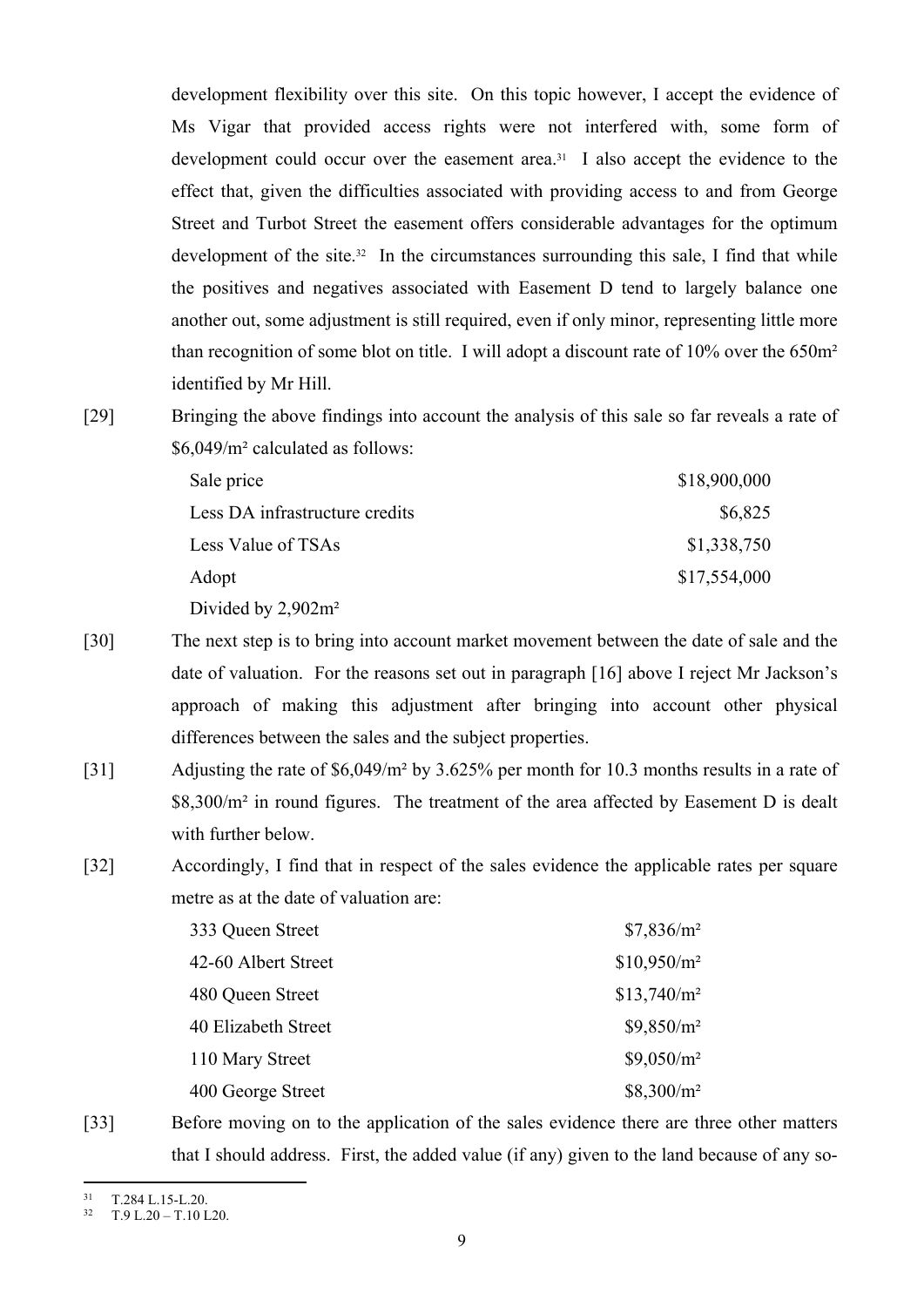development flexibility over this site. On this topic however, I accept the evidence of Ms Vigar that provided access rights were not interfered with, some form of development could occur over the easement area.[31] I also accept the evidence to the effect that, given the difficulties associated with providing access to and from George Street and Turbot Street the easement offers considerable advantages for the optimum development of the site.[32] In the circumstances surrounding this sale, I find that while the positives and negatives associated with Easement D tend to largely balance one another out, some adjustment is still required, even if only minor, representing little more than recognition of some blot on title. I will adopt a discount rate of 10% over the 650m² identified by Mr Hill.

[29] Bringing the above findings into account the analysis of this sale so far reveals a rate of $6,049/m² calculated as follows:

| | |
|---|---:|
| Sale price | $18,900,000 |
| Less DA infrastructure credits | $6,825 |
| Less Value of TSAs | $1,338,750 |
| Adopt | $17,554,000 |
| Divided by 2,902m² | |

[30] The next step is to bring into account market movement between the date of sale and the date of valuation. For the reasons set out in paragraph [16] above I reject Mr Jackson's approach of making this adjustment after bringing into account other physical differences between the sales and the subject properties.

[31] Adjusting the rate of $6,049/m² by 3.625% per month for 10.3 months results in a rate of $8,300/m² in round figures. The treatment of the area affected by Easement D is dealt with further below.

[32] Accordingly, I find that in respect of the sales evidence the applicable rates per square metre as at the date of valuation are:

| | |
|---|---:|
| 333 Queen Street | $7,836/m² |
| 42-60 Albert Street | $10,950/m² |
| 480 Queen Street | $13,740/m² |
| 40 Elizabeth Street | $9,850/m² |
| 110 Mary Street | $9,050/m² |
| 400 George Street | $8,300/m² |

[33] Before moving on to the application of the sales evidence there are three other matters that I should address. First, the added value (if any) given to the land because of any so-

[31] T.284 L.15-L.20.

[32] T.9 L.20 – T.10 L20.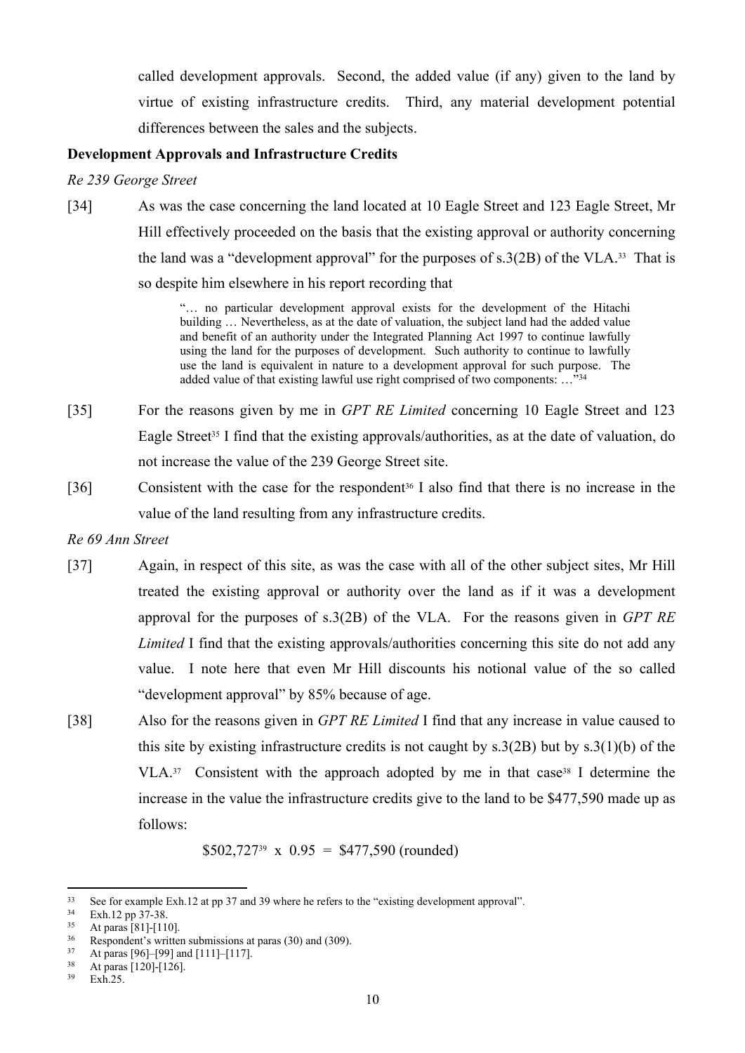called development approvals. Second, the added value (if any) given to the land by virtue of existing infrastructure credits. Third, any material development potential differences between the sales and the subjects.

**Development Approvals and Infrastructure Credits**

*Re 239 George Street*

[34] As was the case concerning the land located at 10 Eagle Street and 123 Eagle Street, Mr Hill effectively proceeded on the basis that the existing approval or authority concerning the land was a "development approval" for the purposes of s.3(2B) of the VLA.[33] That is so despite him elsewhere in his report recording that

> "… no particular development approval exists for the development of the Hitachi building … Nevertheless, as at the date of valuation, the subject land had the added value and benefit of an authority under the Integrated Planning Act 1997 to continue lawfully using the land for the purposes of development. Such authority to continue to lawfully use the land is equivalent in nature to a development approval for such purpose. The added value of that existing lawful use right comprised of two components: …"[34]

[35] For the reasons given by me in *GPT RE Limited* concerning 10 Eagle Street and 123 Eagle Street[35] I find that the existing approvals/authorities, as at the date of valuation, do not increase the value of the 239 George Street site.

[36] Consistent with the case for the respondent[36] I also find that there is no increase in the value of the land resulting from any infrastructure credits.

*Re 69 Ann Street*

[37] Again, in respect of this site, as was the case with all of the other subject sites, Mr Hill treated the existing approval or authority over the land as if it was a development approval for the purposes of s.3(2B) of the VLA. For the reasons given in *GPT RE Limited* I find that the existing approvals/authorities concerning this site do not add any value. I note here that even Mr Hill discounts his notional value of the so called "development approval" by 85% because of age.

[38] Also for the reasons given in *GPT RE Limited* I find that any increase in value caused to this site by existing infrastructure credits is not caught by s.3(2B) but by s.3(1)(b) of the VLA.[37] Consistent with the approach adopted by me in that case[38] I determine the increase in the value the infrastructure credits give to the land to be $477,590 made up as follows:

$502,727[39] x 0.95 = $477,590 (rounded)

---

[33] See for example Exh.12 at pp 37 and 39 where he refers to the "existing development approval".

[34] Exh.12 pp 37-38.

[35] At paras [81]-[110].

[36] Respondent's written submissions at paras (30) and (309).

[37] At paras [96]–[99] and [111]–[117].

[38] At paras [120]-[126].

[39] Exh.25.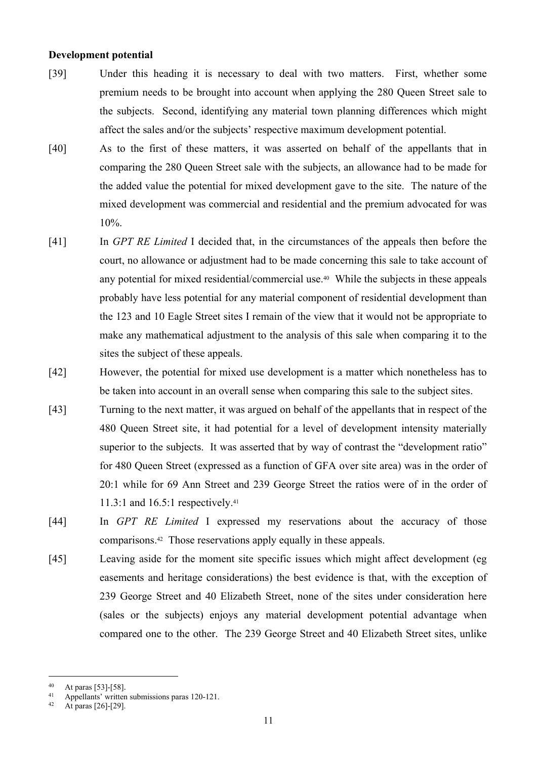**Development potential**

[39] Under this heading it is necessary to deal with two matters. First, whether some premium needs to be brought into account when applying the 280 Queen Street sale to the subjects. Second, identifying any material town planning differences which might affect the sales and/or the subjects' respective maximum development potential.

[40] As to the first of these matters, it was asserted on behalf of the appellants that in comparing the 280 Queen Street sale with the subjects, an allowance had to be made for the added value the potential for mixed development gave to the site. The nature of the mixed development was commercial and residential and the premium advocated for was 10%.

[41] In *GPT RE Limited* I decided that, in the circumstances of the appeals then before the court, no allowance or adjustment had to be made concerning this sale to take account of any potential for mixed residential/commercial use.[40] While the subjects in these appeals probably have less potential for any material component of residential development than the 123 and 10 Eagle Street sites I remain of the view that it would not be appropriate to make any mathematical adjustment to the analysis of this sale when comparing it to the sites the subject of these appeals.

[42] However, the potential for mixed use development is a matter which nonetheless has to be taken into account in an overall sense when comparing this sale to the subject sites.

[43] Turning to the next matter, it was argued on behalf of the appellants that in respect of the 480 Queen Street site, it had potential for a level of development intensity materially superior to the subjects. It was asserted that by way of contrast the "development ratio" for 480 Queen Street (expressed as a function of GFA over site area) was in the order of 20:1 while for 69 Ann Street and 239 George Street the ratios were of in the order of 11.3:1 and 16.5:1 respectively.[41]

[44] In *GPT RE Limited* I expressed my reservations about the accuracy of those comparisons.[42] Those reservations apply equally in these appeals.

[45] Leaving aside for the moment site specific issues which might affect development (eg easements and heritage considerations) the best evidence is that, with the exception of 239 George Street and 40 Elizabeth Street, none of the sites under consideration here (sales or the subjects) enjoys any material development potential advantage when compared one to the other. The 239 George Street and 40 Elizabeth Street sites, unlike

---

[40] At paras [53]-[58].

[41] Appellants' written submissions paras 120-121.

[42] At paras [26]-[29].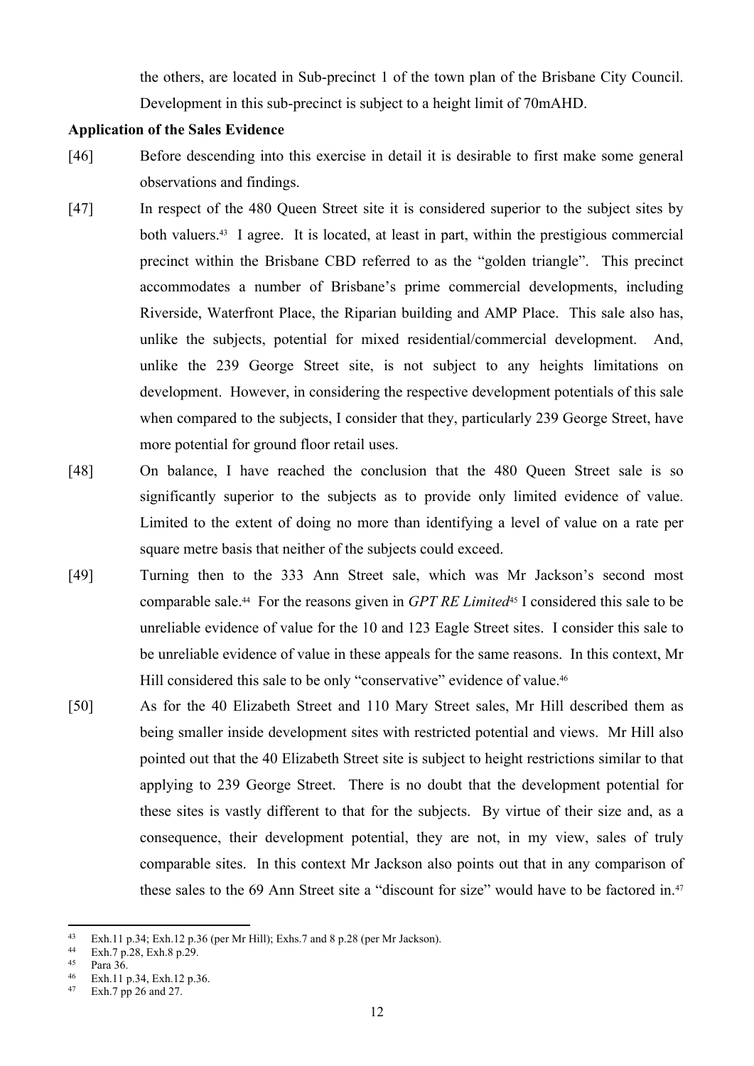the others, are located in Sub-precinct 1 of the town plan of the Brisbane City Council. Development in this sub-precinct is subject to a height limit of 70mAHD.

**Application of the Sales Evidence**

[46] Before descending into this exercise in detail it is desirable to first make some general observations and findings.

[47] In respect of the 480 Queen Street site it is considered superior to the subject sites by both valuers.[43] I agree. It is located, at least in part, within the prestigious commercial precinct within the Brisbane CBD referred to as the "golden triangle". This precinct accommodates a number of Brisbane's prime commercial developments, including Riverside, Waterfront Place, the Riparian building and AMP Place. This sale also has, unlike the subjects, potential for mixed residential/commercial development. And, unlike the 239 George Street site, is not subject to any heights limitations on development. However, in considering the respective development potentials of this sale when compared to the subjects, I consider that they, particularly 239 George Street, have more potential for ground floor retail uses.

[48] On balance, I have reached the conclusion that the 480 Queen Street sale is so significantly superior to the subjects as to provide only limited evidence of value. Limited to the extent of doing no more than identifying a level of value on a rate per square metre basis that neither of the subjects could exceed.

[49] Turning then to the 333 Ann Street sale, which was Mr Jackson's second most comparable sale.[44] For the reasons given in *GPT RE Limited*[45] I considered this sale to be unreliable evidence of value for the 10 and 123 Eagle Street sites. I consider this sale to be unreliable evidence of value in these appeals for the same reasons. In this context, Mr Hill considered this sale to be only "conservative" evidence of value.[46]

[50] As for the 40 Elizabeth Street and 110 Mary Street sales, Mr Hill described them as being smaller inside development sites with restricted potential and views. Mr Hill also pointed out that the 40 Elizabeth Street site is subject to height restrictions similar to that applying to 239 George Street. There is no doubt that the development potential for these sites is vastly different to that for the subjects. By virtue of their size and, as a consequence, their development potential, they are not, in my view, sales of truly comparable sites. In this context Mr Jackson also points out that in any comparison of these sales to the 69 Ann Street site a "discount for size" would have to be factored in.[47]

---

[43] Exh.11 p.34; Exh.12 p.36 (per Mr Hill); Exhs.7 and 8 p.28 (per Mr Jackson).

[44] Exh.7 p.28, Exh.8 p.29.

[45] Para 36.

[46] Exh.11 p.34, Exh.12 p.36.

[47] Exh.7 pp 26 and 27.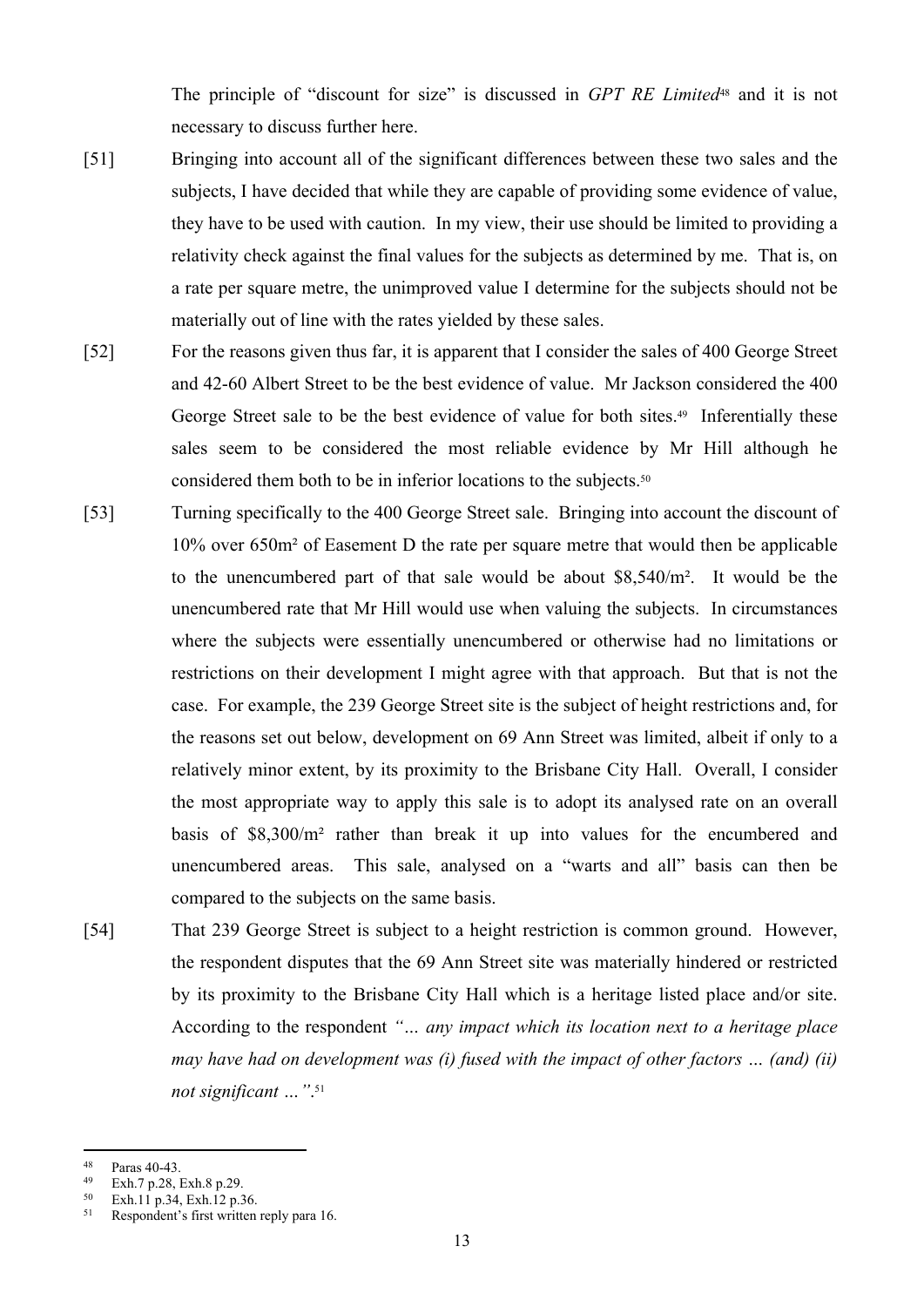The principle of "discount for size" is discussed in *GPT RE Limited*[48] and it is not necessary to discuss further here.

[51] Bringing into account all of the significant differences between these two sales and the subjects, I have decided that while they are capable of providing some evidence of value, they have to be used with caution. In my view, their use should be limited to providing a relativity check against the final values for the subjects as determined by me. That is, on a rate per square metre, the unimproved value I determine for the subjects should not be materially out of line with the rates yielded by these sales.

[52] For the reasons given thus far, it is apparent that I consider the sales of 400 George Street and 42-60 Albert Street to be the best evidence of value. Mr Jackson considered the 400 George Street sale to be the best evidence of value for both sites.[49] Inferentially these sales seem to be considered the most reliable evidence by Mr Hill although he considered them both to be in inferior locations to the subjects.[50]

[53] Turning specifically to the 400 George Street sale. Bringing into account the discount of 10% over 650m² of Easement D the rate per square metre that would then be applicable to the unencumbered part of that sale would be about $8,540/m². It would be the unencumbered rate that Mr Hill would use when valuing the subjects. In circumstances where the subjects were essentially unencumbered or otherwise had no limitations or restrictions on their development I might agree with that approach. But that is not the case. For example, the 239 George Street site is the subject of height restrictions and, for the reasons set out below, development on 69 Ann Street was limited, albeit if only to a relatively minor extent, by its proximity to the Brisbane City Hall. Overall, I consider the most appropriate way to apply this sale is to adopt its analysed rate on an overall basis of $8,300/m² rather than break it up into values for the encumbered and unencumbered areas. This sale, analysed on a "warts and all" basis can then be compared to the subjects on the same basis.

[54] That 239 George Street is subject to a height restriction is common ground. However, the respondent disputes that the 69 Ann Street site was materially hindered or restricted by its proximity to the Brisbane City Hall which is a heritage listed place and/or site. According to the respondent *"… any impact which its location next to a heritage place may have had on development was (i) fused with the impact of other factors … (and) (ii) not significant …"*.[51]

---

[48] Paras 40-43.

[49] Exh.7 p.28, Exh.8 p.29.

[50] Exh.11 p.34, Exh.12 p.36.

[51] Respondent's first written reply para 16.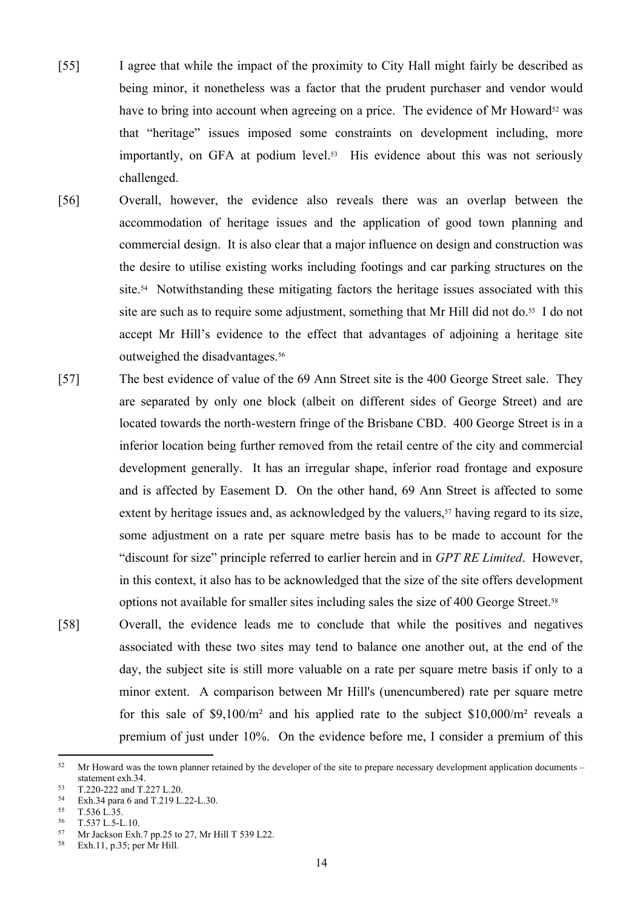[55] I agree that while the impact of the proximity to City Hall might fairly be described as being minor, it nonetheless was a factor that the prudent purchaser and vendor would have to bring into account when agreeing on a price. The evidence of Mr Howard[52] was that "heritage" issues imposed some constraints on development including, more importantly, on GFA at podium level.[53] His evidence about this was not seriously challenged.

[56] Overall, however, the evidence also reveals there was an overlap between the accommodation of heritage issues and the application of good town planning and commercial design. It is also clear that a major influence on design and construction was the desire to utilise existing works including footings and car parking structures on the site.[54] Notwithstanding these mitigating factors the heritage issues associated with this site are such as to require some adjustment, something that Mr Hill did not do.[55] I do not accept Mr Hill's evidence to the effect that advantages of adjoining a heritage site outweighed the disadvantages.[56]

[57] The best evidence of value of the 69 Ann Street site is the 400 George Street sale. They are separated by only one block (albeit on different sides of George Street) and are located towards the north-western fringe of the Brisbane CBD. 400 George Street is in a inferior location being further removed from the retail centre of the city and commercial development generally. It has an irregular shape, inferior road frontage and exposure and is affected by Easement D. On the other hand, 69 Ann Street is affected to some extent by heritage issues and, as acknowledged by the valuers,[57] having regard to its size, some adjustment on a rate per square metre basis has to be made to account for the "discount for size" principle referred to earlier herein and in *GPT RE Limited*. However, in this context, it also has to be acknowledged that the size of the site offers development options not available for smaller sites including sales the size of 400 George Street.[58]

[58] Overall, the evidence leads me to conclude that while the positives and negatives associated with these two sites may tend to balance one another out, at the end of the day, the subject site is still more valuable on a rate per square metre basis if only to a minor extent. A comparison between Mr Hill's (unencumbered) rate per square metre for this sale of $9,100/m² and his applied rate to the subject $10,000/m² reveals a premium of just under 10%. On the evidence before me, I consider a premium of this

---

[52] Mr Howard was the town planner retained by the developer of the site to prepare necessary development application documents – statement exh.34.

[53] T.220-222 and T.227 L.20.

[54] Exh.34 para 6 and T.219 L.22-L.30.

[55] T.536 L.35.

[56] T.537 L.5-L.10.

[57] Mr Jackson Exh.7 pp.25 to 27, Mr Hill T 539 L22.

[58] Exh.11, p.35; per Mr Hill.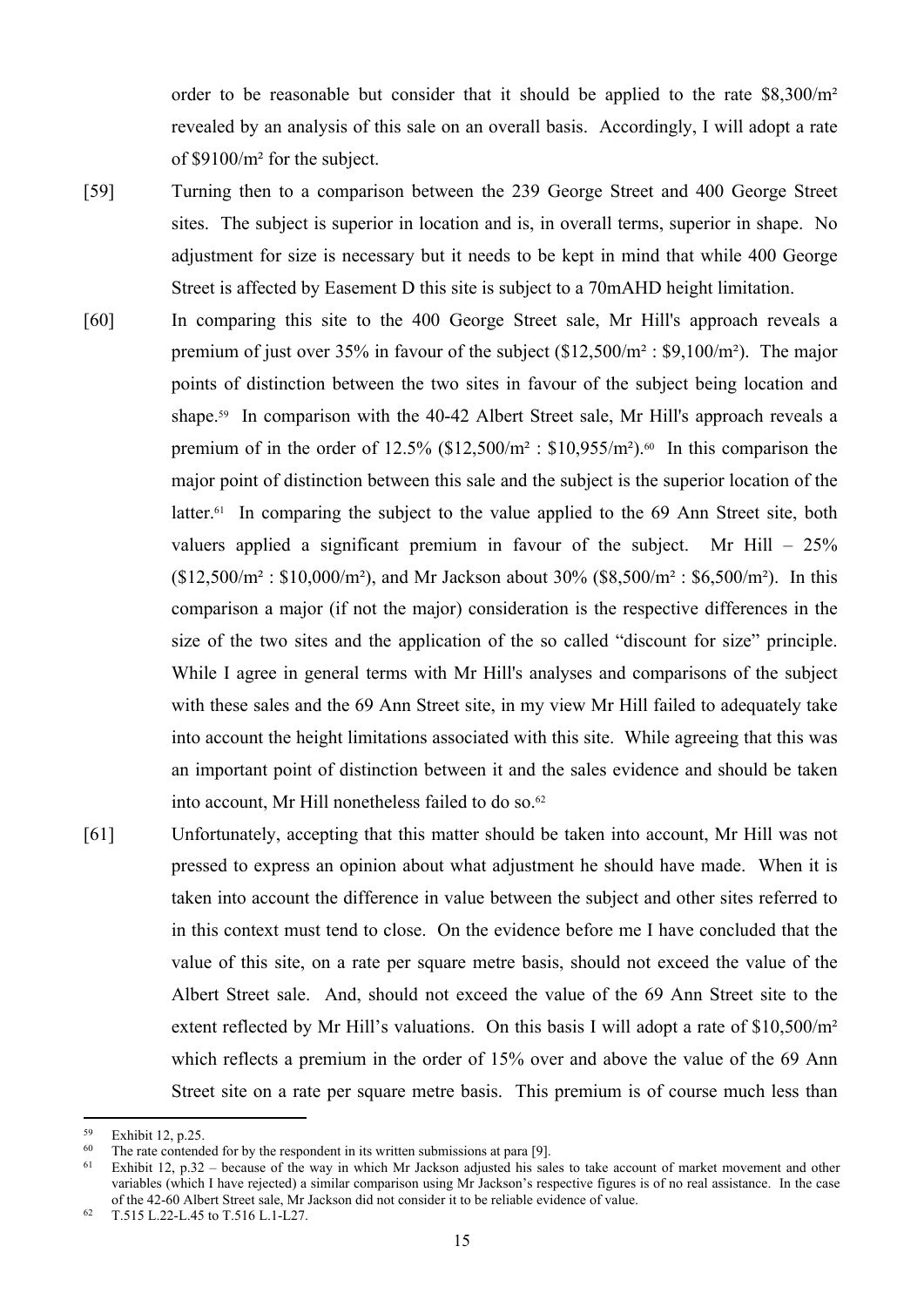order to be reasonable but consider that it should be applied to the rate \$8,300/m² revealed by an analysis of this sale on an overall basis. Accordingly, I will adopt a rate of \$9100/m² for the subject.

[59] Turning then to a comparison between the 239 George Street and 400 George Street sites. The subject is superior in location and is, in overall terms, superior in shape. No adjustment for size is necessary but it needs to be kept in mind that while 400 George Street is affected by Easement D this site is subject to a 70mAHD height limitation.

[60] In comparing this site to the 400 George Street sale, Mr Hill's approach reveals a premium of just over 35% in favour of the subject (\$12,500/m² : \$9,100/m²). The major points of distinction between the two sites in favour of the subject being location and shape.[59] In comparison with the 40-42 Albert Street sale, Mr Hill's approach reveals a premium of in the order of 12.5% (\$12,500/m² : \$10,955/m²).[60] In this comparison the major point of distinction between this sale and the subject is the superior location of the latter.[61] In comparing the subject to the value applied to the 69 Ann Street site, both valuers applied a significant premium in favour of the subject. Mr Hill – 25% (\$12,500/m² : \$10,000/m²), and Mr Jackson about 30% (\$8,500/m² : \$6,500/m²). In this comparison a major (if not the major) consideration is the respective differences in the size of the two sites and the application of the so called "discount for size" principle. While I agree in general terms with Mr Hill's analyses and comparisons of the subject with these sales and the 69 Ann Street site, in my view Mr Hill failed to adequately take into account the height limitations associated with this site. While agreeing that this was an important point of distinction between it and the sales evidence and should be taken into account, Mr Hill nonetheless failed to do so.[62]

[61] Unfortunately, accepting that this matter should be taken into account, Mr Hill was not pressed to express an opinion about what adjustment he should have made. When it is taken into account the difference in value between the subject and other sites referred to in this context must tend to close. On the evidence before me I have concluded that the value of this site, on a rate per square metre basis, should not exceed the value of the Albert Street sale. And, should not exceed the value of the 69 Ann Street site to the extent reflected by Mr Hill's valuations. On this basis I will adopt a rate of \$10,500/m² which reflects a premium in the order of 15% over and above the value of the 69 Ann Street site on a rate per square metre basis. This premium is of course much less than

---

[59] Exhibit 12, p.25.

[60] The rate contended for by the respondent in its written submissions at para [9].

[61] Exhibit 12, p.32 – because of the way in which Mr Jackson adjusted his sales to take account of market movement and other variables (which I have rejected) a similar comparison using Mr Jackson's respective figures is of no real assistance. In the case of the 42-60 Albert Street sale, Mr Jackson did not consider it to be reliable evidence of value.

[62] T.515 L.22-L.45 to T.516 L.1-L27.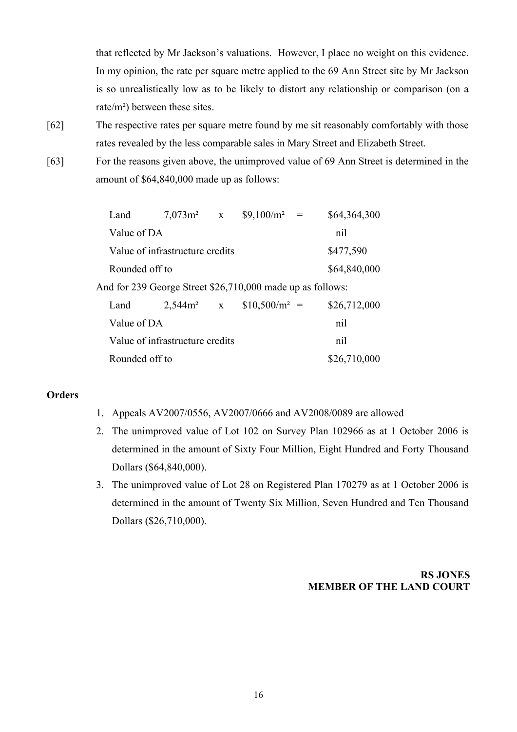that reflected by Mr Jackson's valuations. However, I place no weight on this evidence. In my opinion, the rate per square metre applied to the 69 Ann Street site by Mr Jackson is so unrealistically low as to be likely to distort any relationship or comparison (on a rate/m²) between these sites.

[62] The respective rates per square metre found by me sit reasonably comfortably with those rates revealed by the less comparable sales in Mary Street and Elizabeth Street.

[63] For the reasons given above, the unimproved value of 69 Ann Street is determined in the amount of $64,840,000 made up as follows:

| | | | | | |
|---|---|---|---|---|---|
| Land | 7,073m² | x | $9,100/m² | = | $64,364,300 |
| Value of DA | | | | | nil |
| Value of infrastructure credits | | | | | $477,590 |
| Rounded off to | | | | | $64,840,000 |

And for 239 George Street $26,710,000 made up as follows:

| | | | | | |
|---|---|---|---|---|---|
| Land | 2,544m² | x | $10,500/m² | = | $26,712,000 |
| Value of DA | | | | | nil |
| Value of infrastructure credits | | | | | nil |
| Rounded off to | | | | | $26,710,000 |

**Orders**

1. Appeals AV2007/0556, AV2007/0666 and AV2008/0089 are allowed
2. The unimproved value of Lot 102 on Survey Plan 102966 as at 1 October 2006 is determined in the amount of Sixty Four Million, Eight Hundred and Forty Thousand Dollars ($64,840,000).
3. The unimproved value of Lot 28 on Registered Plan 170279 as at 1 October 2006 is determined in the amount of Twenty Six Million, Seven Hundred and Ten Thousand Dollars ($26,710,000).

**RS JONES**
**MEMBER OF THE LAND COURT**